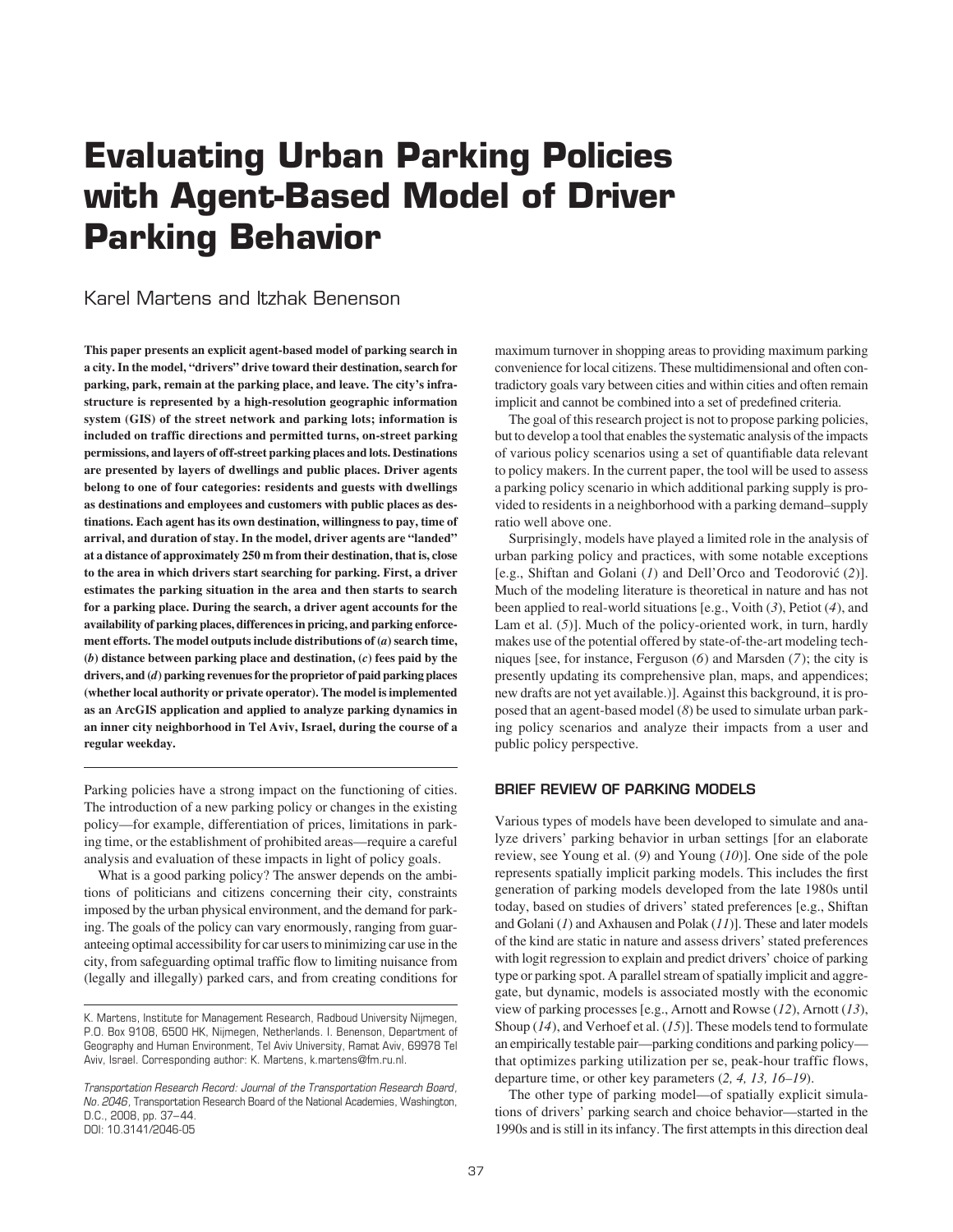# Evaluating Urban Parking Policies with Agent-Based Model of Driver Parking Behavior

Karel Martens and Itzhak Benenson

**This paper presents an explicit agent-based model of parking search in a city. In the model, "drivers" drive toward their destination, search for parking, park, remain at the parking place, and leave. The city's infrastructure is represented by a high-resolution geographic information system (GIS) of the street network and parking lots; information is included on traffic directions and permitted turns, on-street parking permissions, and layers of off-street parking places and lots. Destinations are presented by layers of dwellings and public places. Driver agents belong to one of four categories: residents and guests with dwellings as destinations and employees and customers with public places as destinations. Each agent has its own destination, willingness to pay, time of arrival, and duration of stay. In the model, driver agents are "landed" at a distance of approximately 250 m from their destination, that is, close to the area in which drivers start searching for parking. First, a driver estimates the parking situation in the area and then starts to search for a parking place. During the search, a driver agent accounts for the availability of parking places, differences in pricing, and parking enforcement efforts. The model outputs include distributions of (*a*) search time, (*b*) distance between parking place and destination, (*c*) fees paid by the drivers, and (*d*) parking revenues for the proprietor of paid parking places (whether local authority or private operator). The model is implemented as an ArcGIS application and applied to analyze parking dynamics in an inner city neighborhood in Tel Aviv, Israel, during the course of a regular weekday.**

Parking policies have a strong impact on the functioning of cities. The introduction of a new parking policy or changes in the existing policy—for example, differentiation of prices, limitations in parking time, or the establishment of prohibited areas—require a careful analysis and evaluation of these impacts in light of policy goals.

What is a good parking policy? The answer depends on the ambitions of politicians and citizens concerning their city, constraints imposed by the urban physical environment, and the demand for parking. The goals of the policy can vary enormously, ranging from guaranteeing optimal accessibility for car users to minimizing car use in the city, from safeguarding optimal traffic flow to limiting nuisance from (legally and illegally) parked cars, and from creating conditions for maximum turnover in shopping areas to providing maximum parking convenience for local citizens. These multidimensional and often contradictory goals vary between cities and within cities and often remain implicit and cannot be combined into a set of predefined criteria.

The goal of this research project is not to propose parking policies, but to develop a tool that enables the systematic analysis of the impacts of various policy scenarios using a set of quantifiable data relevant to policy makers. In the current paper, the tool will be used to assess a parking policy scenario in which additional parking supply is provided to residents in a neighborhood with a parking demand–supply ratio well above one.

Surprisingly, models have played a limited role in the analysis of urban parking policy and practices, with some notable exceptions [e.g., Shiftan and Golani (*1*) and Dell'Orco and Teodorović (*2*)]. Much of the modeling literature is theoretical in nature and has not been applied to real-world situations [e.g., Voith (*3*), Petiot (*4*), and Lam et al. (*5*)]. Much of the policy-oriented work, in turn, hardly makes use of the potential offered by state-of-the-art modeling techniques [see, for instance, Ferguson (*6*) and Marsden (*7*); the city is presently updating its comprehensive plan, maps, and appendices; new drafts are not yet available.)]. Against this background, it is proposed that an agent-based model (*8*) be used to simulate urban parking policy scenarios and analyze their impacts from a user and public policy perspective.

## BRIEF REVIEW OF PARKING MODELS

Various types of models have been developed to simulate and analyze drivers' parking behavior in urban settings [for an elaborate review, see Young et al. (*9*) and Young (*10*)]. One side of the pole represents spatially implicit parking models. This includes the first generation of parking models developed from the late 1980s until today, based on studies of drivers' stated preferences [e.g., Shiftan and Golani (*1*) and Axhausen and Polak (*11*)]. These and later models of the kind are static in nature and assess drivers' stated preferences with logit regression to explain and predict drivers' choice of parking type or parking spot. A parallel stream of spatially implicit and aggregate, but dynamic, models is associated mostly with the economic view of parking processes [e.g., Arnott and Rowse (*12*), Arnott (*13*), Shoup (*14*), and Verhoef et al. (*15*)]. These models tend to formulate an empirically testable pair—parking conditions and parking policy—that optimizes parking utilization per se, peak-hour traffic flows, departure time, or other key parameters (*2, 4, 13, 16–19*).

The other type of parking model—of spatially explicit simulations of drivers' parking search and choice behavior—started in the 1990s and is still in its infancy. The first attempts in this direction deal

---

K. Martens, Institute for Management Research, Radboud University Nijmegen, P.O. Box 9108, 6500 HK, Nijmegen, Netherlands. I. Benenson, Department of Geography and Human Environment, Tel Aviv University, Ramat Aviv, 69978 Tel Aviv, Israel. Corresponding author: K. Martens, k.martens@fm.ru.nl.

*Transportation Research Record: Journal of the Transportation Research Board, No. 2046,* Transportation Research Board of the National Academies, Washington, D.C., 2008, pp. 37–44.
DOI: 10.3141/2046-05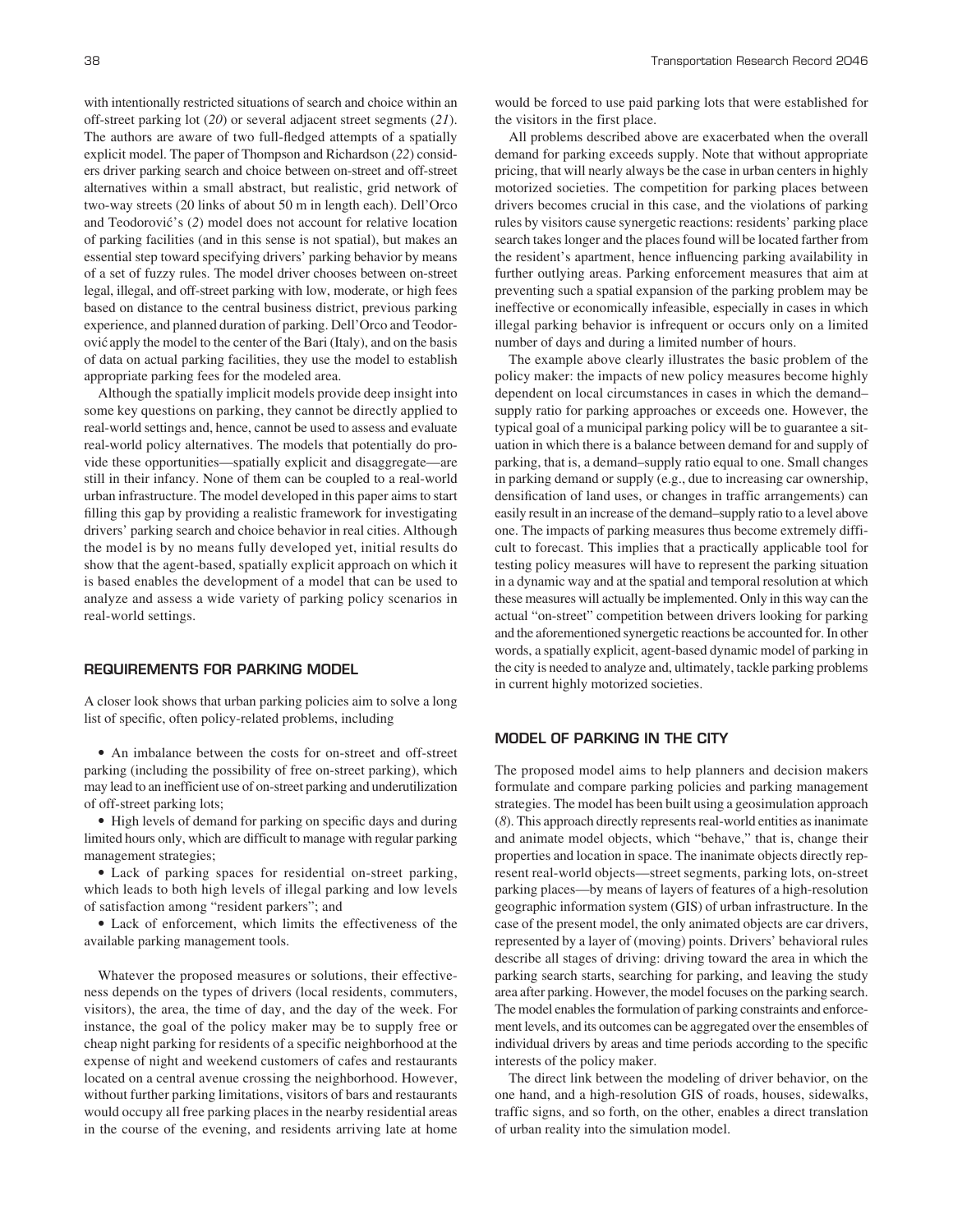with intentionally restricted situations of search and choice within an off-street parking lot (*20*) or several adjacent street segments (*21*). The authors are aware of two full-fledged attempts of a spatially explicit model. The paper of Thompson and Richardson (*22*) considers driver parking search and choice between on-street and off-street alternatives within a small abstract, but realistic, grid network of two-way streets (20 links of about 50 m in length each). Dell'Orco and Teodorović's (*2*) model does not account for relative location of parking facilities (and in this sense is not spatial), but makes an essential step toward specifying drivers' parking behavior by means of a set of fuzzy rules. The model driver chooses between on-street legal, illegal, and off-street parking with low, moderate, or high fees based on distance to the central business district, previous parking experience, and planned duration of parking. Dell'Orco and Teodorović apply the model to the center of the Bari (Italy), and on the basis of data on actual parking facilities, they use the model to establish appropriate parking fees for the modeled area.

Although the spatially implicit models provide deep insight into some key questions on parking, they cannot be directly applied to real-world settings and, hence, cannot be used to assess and evaluate real-world policy alternatives. The models that potentially do provide these opportunities—spatially explicit and disaggregate—are still in their infancy. None of them can be coupled to a real-world urban infrastructure. The model developed in this paper aims to start filling this gap by providing a realistic framework for investigating drivers' parking search and choice behavior in real cities. Although the model is by no means fully developed yet, initial results do show that the agent-based, spatially explicit approach on which it is based enables the development of a model that can be used to analyze and assess a wide variety of parking policy scenarios in real-world settings.

## REQUIREMENTS FOR PARKING MODEL

A closer look shows that urban parking policies aim to solve a long list of specific, often policy-related problems, including

- An imbalance between the costs for on-street and off-street parking (including the possibility of free on-street parking), which may lead to an inefficient use of on-street parking and underutilization of off-street parking lots;
- High levels of demand for parking on specific days and during limited hours only, which are difficult to manage with regular parking management strategies;
- Lack of parking spaces for residential on-street parking, which leads to both high levels of illegal parking and low levels of satisfaction among "resident parkers"; and
- Lack of enforcement, which limits the effectiveness of the available parking management tools.

Whatever the proposed measures or solutions, their effectiveness depends on the types of drivers (local residents, commuters, visitors), the area, the time of day, and the day of the week. For instance, the goal of the policy maker may be to supply free or cheap night parking for residents of a specific neighborhood at the expense of night and weekend customers of cafes and restaurants located on a central avenue crossing the neighborhood. However, without further parking limitations, visitors of bars and restaurants would occupy all free parking places in the nearby residential areas in the course of the evening, and residents arriving late at home would be forced to use paid parking lots that were established for the visitors in the first place.

All problems described above are exacerbated when the overall demand for parking exceeds supply. Note that without appropriate pricing, that will nearly always be the case in urban centers in highly motorized societies. The competition for parking places between drivers becomes crucial in this case, and the violations of parking rules by visitors cause synergetic reactions: residents' parking place search takes longer and the places found will be located farther from the resident's apartment, hence influencing parking availability in further outlying areas. Parking enforcement measures that aim at preventing such a spatial expansion of the parking problem may be ineffective or economically infeasible, especially in cases in which illegal parking behavior is infrequent or occurs only on a limited number of days and during a limited number of hours.

The example above clearly illustrates the basic problem of the policy maker: the impacts of new policy measures become highly dependent on local circumstances in cases in which the demand–supply ratio for parking approaches or exceeds one. However, the typical goal of a municipal parking policy will be to guarantee a situation in which there is a balance between demand for and supply of parking, that is, a demand–supply ratio equal to one. Small changes in parking demand or supply (e.g., due to increasing car ownership, densification of land uses, or changes in traffic arrangements) can easily result in an increase of the demand–supply ratio to a level above one. The impacts of parking measures thus become extremely difficult to forecast. This implies that a practically applicable tool for testing policy measures will have to represent the parking situation in a dynamic way and at the spatial and temporal resolution at which these measures will actually be implemented. Only in this way can the actual "on-street" competition between drivers looking for parking and the aforementioned synergetic reactions be accounted for. In other words, a spatially explicit, agent-based dynamic model of parking in the city is needed to analyze and, ultimately, tackle parking problems in current highly motorized societies.

## MODEL OF PARKING IN THE CITY

The proposed model aims to help planners and decision makers formulate and compare parking policies and parking management strategies. The model has been built using a geosimulation approach (*8*). This approach directly represents real-world entities as inanimate and animate model objects, which "behave," that is, change their properties and location in space. The inanimate objects directly represent real-world objects—street segments, parking lots, on-street parking places—by means of layers of features of a high-resolution geographic information system (GIS) of urban infrastructure. In the case of the present model, the only animated objects are car drivers, represented by a layer of (moving) points. Drivers' behavioral rules describe all stages of driving: driving toward the area in which the parking search starts, searching for parking, and leaving the study area after parking. However, the model focuses on the parking search. The model enables the formulation of parking constraints and enforcement levels, and its outcomes can be aggregated over the ensembles of individual drivers by areas and time periods according to the specific interests of the policy maker.

The direct link between the modeling of driver behavior, on the one hand, and a high-resolution GIS of roads, houses, sidewalks, traffic signs, and so forth, on the other, enables a direct translation of urban reality into the simulation model.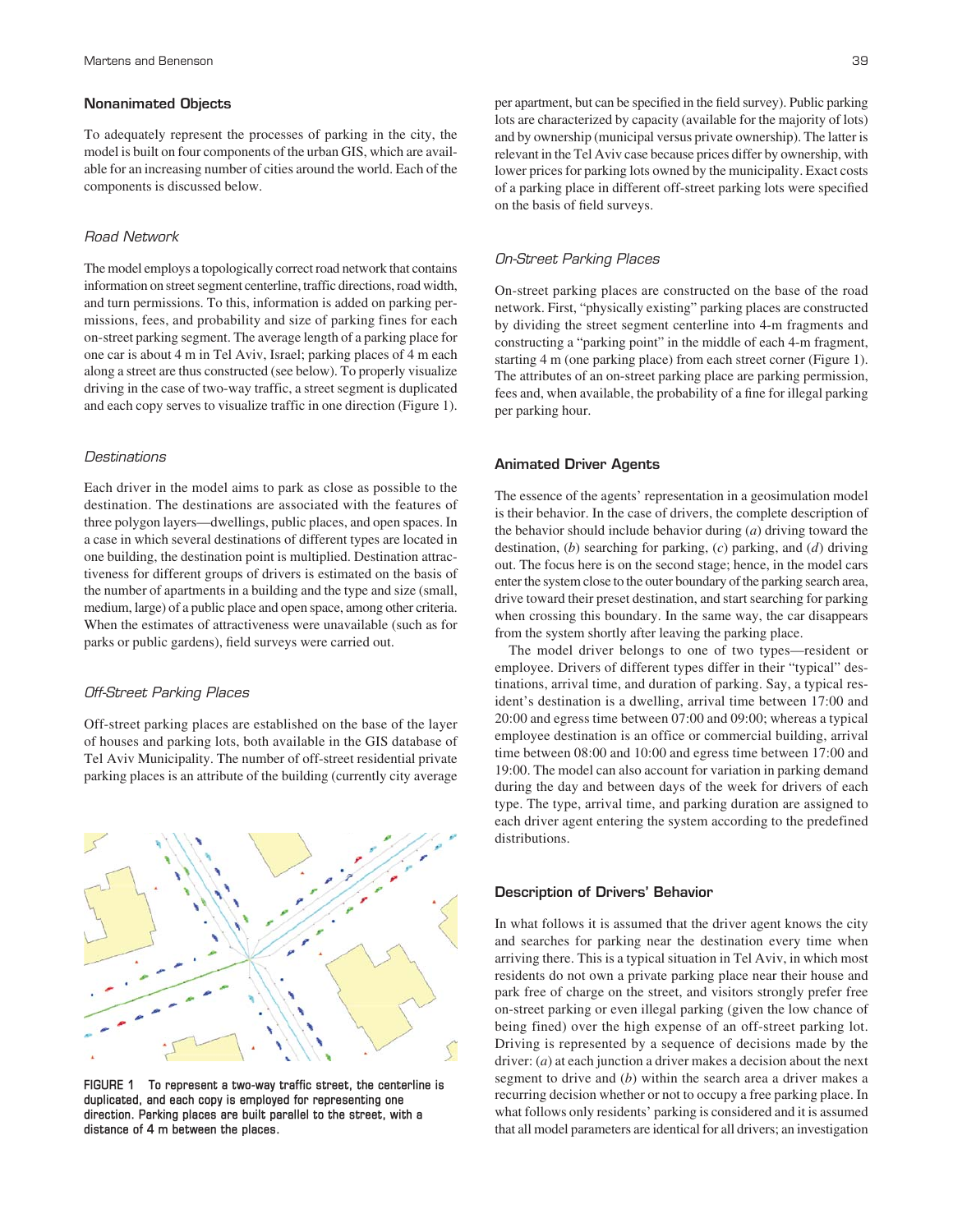### Nonanimated Objects

To adequately represent the processes of parking in the city, the model is built on four components of the urban GIS, which are available for an increasing number of cities around the world. Each of the components is discussed below.

#### Road Network

The model employs a topologically correct road network that contains information on street segment centerline, traffic directions, road width, and turn permissions. To this, information is added on parking permissions, fees, and probability and size of parking fines for each on-street parking segment. The average length of a parking place for one car is about 4 m in Tel Aviv, Israel; parking places of 4 m each along a street are thus constructed (see below). To properly visualize driving in the case of two-way traffic, a street segment is duplicated and each copy serves to visualize traffic in one direction (Figure 1).

#### Destinations

Each driver in the model aims to park as close as possible to the destination. The destinations are associated with the features of three polygon layers—dwellings, public places, and open spaces. In a case in which several destinations of different types are located in one building, the destination point is multiplied. Destination attractiveness for different groups of drivers is estimated on the basis of the number of apartments in a building and the type and size (small, medium, large) of a public place and open space, among other criteria. When the estimates of attractiveness were unavailable (such as for parks or public gardens), field surveys were carried out.

#### Off-Street Parking Places

Off-street parking places are established on the base of the layer of houses and parking lots, both available in the GIS database of Tel Aviv Municipality. The number of off-street residential private parking places is an attribute of the building (currently city average per apartment, but can be specified in the field survey). Public parking lots are characterized by capacity (available for the majority of lots) and by ownership (municipal versus private ownership). The latter is relevant in the Tel Aviv case because prices differ by ownership, with lower prices for parking lots owned by the municipality. Exact costs of a parking place in different off-street parking lots were specified on the basis of field surveys.

FIGURE 1 To represent a two-way traffic street, the centerline is duplicated, and each copy is employed for representing one direction. Parking places are built parallel to the street, with a distance of 4 m between the places.

#### On-Street Parking Places

On-street parking places are constructed on the base of the road network. First, "physically existing" parking places are constructed by dividing the street segment centerline into 4-m fragments and constructing a "parking point" in the middle of each 4-m fragment, starting 4 m (one parking place) from each street corner (Figure 1). The attributes of an on-street parking place are parking permission, fees and, when available, the probability of a fine for illegal parking per parking hour.

### Animated Driver Agents

The essence of the agents' representation in a geosimulation model is their behavior. In the case of drivers, the complete description of the behavior should include behavior during (*a*) driving toward the destination, (*b*) searching for parking, (*c*) parking, and (*d*) driving out. The focus here is on the second stage; hence, in the model cars enter the system close to the outer boundary of the parking search area, drive toward their preset destination, and start searching for parking when crossing this boundary. In the same way, the car disappears from the system shortly after leaving the parking place.

The model driver belongs to one of two types—resident or employee. Drivers of different types differ in their "typical" destinations, arrival time, and duration of parking. Say, a typical resident's destination is a dwelling, arrival time between 17:00 and 20:00 and egress time between 07:00 and 09:00; whereas a typical employee destination is an office or commercial building, arrival time between 08:00 and 10:00 and egress time between 17:00 and 19:00. The model can also account for variation in parking demand during the day and between days of the week for drivers of each type. The type, arrival time, and parking duration are assigned to each driver agent entering the system according to the predefined distributions.

### Description of Drivers' Behavior

In what follows it is assumed that the driver agent knows the city and searches for parking near the destination every time when arriving there. This is a typical situation in Tel Aviv, in which most residents do not own a private parking place near their house and park free of charge on the street, and visitors strongly prefer free on-street parking or even illegal parking (given the low chance of being fined) over the high expense of an off-street parking lot. Driving is represented by a sequence of decisions made by the driver: (*a*) at each junction a driver makes a decision about the next segment to drive and (*b*) within the search area a driver makes a recurring decision whether or not to occupy a free parking place. In what follows only residents' parking is considered and it is assumed that all model parameters are identical for all drivers; an investigation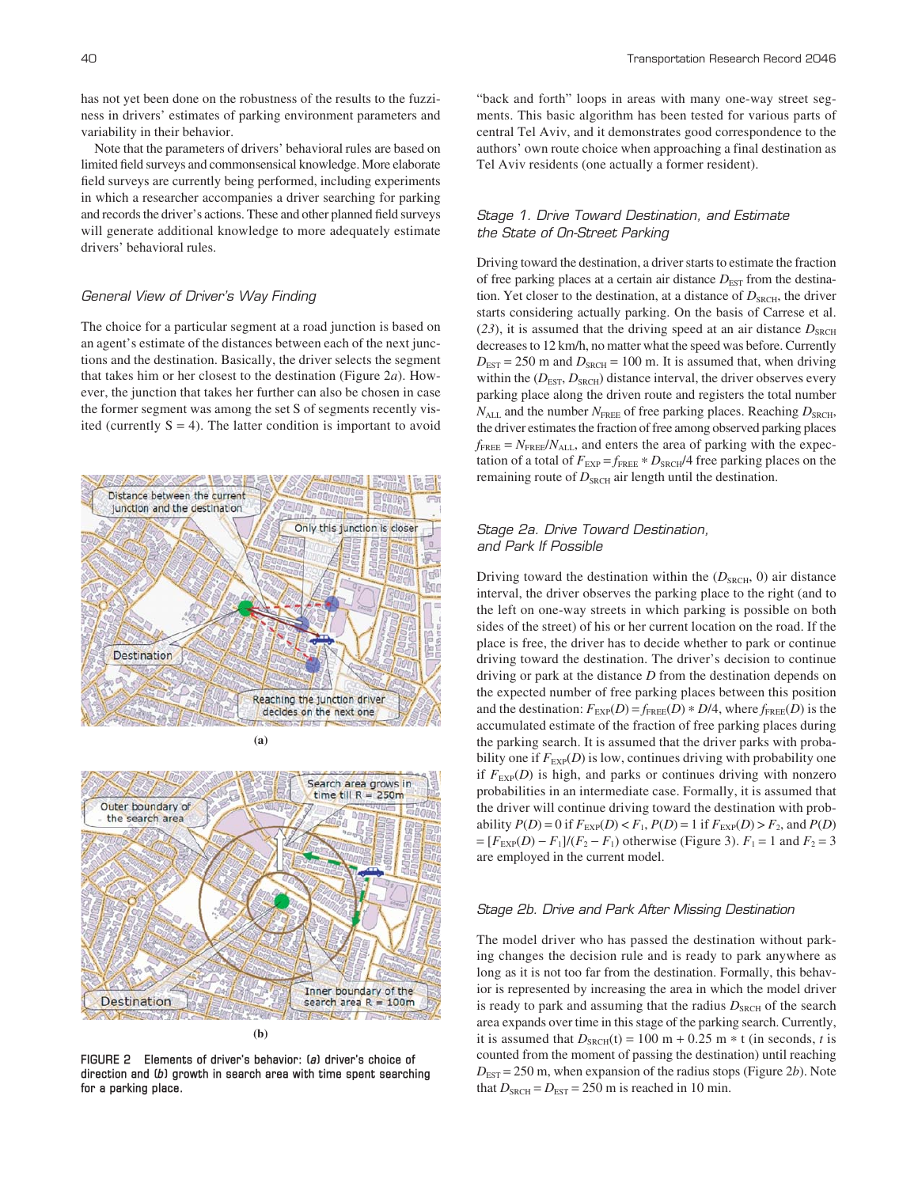has not yet been done on the robustness of the results to the fuzziness in drivers' estimates of parking environment parameters and variability in their behavior.

Note that the parameters of drivers' behavioral rules are based on limited field surveys and commonsensical knowledge. More elaborate field surveys are currently being performed, including experiments in which a researcher accompanies a driver searching for parking and records the driver's actions. These and other planned field surveys will generate additional knowledge to more adequately estimate drivers' behavioral rules.

### General View of Driver's Way Finding

The choice for a particular segment at a road junction is based on an agent's estimate of the distances between each of the next junctions and the destination. Basically, the driver selects the segment that takes him or her closest to the destination (Figure 2*a*). However, the junction that takes her further can also be chosen in case the former segment was among the set S of segments recently visited (currently S = 4). The latter condition is important to avoid "back and forth" loops in areas with many one-way street segments. This basic algorithm has been tested for various parts of central Tel Aviv, and it demonstrates good correspondence to the authors' own route choice when approaching a final destination as Tel Aviv residents (one actually a former resident).

**(a)**

**(b)**

**FIGURE 2 Elements of driver's behavior: (*a*) driver's choice of direction and (*b*) growth in search area with time spent searching for a parking place.**

### Stage 1. Drive Toward Destination, and Estimate the State of On-Street Parking

Driving toward the destination, a driver starts to estimate the fraction of free parking places at a certain air distance $D_{EST}$ from the destination. Yet closer to the destination, at a distance of $D_{SRCH}$, the driver starts considering actually parking. On the basis of Carrese et al. (*23*), it is assumed that the driving speed at an air distance $D_{SRCH}$ decreases to 12 km/h, no matter what the speed was before. Currently $D_{EST} = 250$ m and $D_{SRCH} = 100$ m. It is assumed that, when driving within the ($D_{EST}$, $D_{SRCH}$) distance interval, the driver observes every parking place along the driven route and registers the total number $N_{ALL}$ and the number $N_{FREE}$ of free parking places. Reaching $D_{SRCH}$, the driver estimates the fraction of free among observed parking places $f_{FREE} = N_{FREE}/N_{ALL}$, and enters the area of parking with the expectation of a total of $F_{EXP} = f_{FREE} * D_{SRCH}/4$ free parking places on the remaining route of $D_{SRCH}$ air length until the destination.

### Stage 2a. Drive Toward Destination, and Park If Possible

Driving toward the destination within the ($D_{SRCH}$, 0) air distance interval, the driver observes the parking place to the right (and to the left on one-way streets in which parking is possible on both sides of the street) of his or her current location on the road. If the place is free, the driver has to decide whether to park or continue driving toward the destination. The driver's decision to continue driving or park at the distance $D$ from the destination depends on the expected number of free parking places between this position and the destination: $F_{EXP}(D) = f_{FREE}(D) * D/4$, where $f_{FREE}(D)$ is the accumulated estimate of the fraction of free parking places during the parking search. It is assumed that the driver parks with probability one if $F_{EXP}(D)$ is low, continues driving with probability one if $F_{EXP}(D)$ is high, and parks or continues driving with nonzero probabilities in an intermediate case. Formally, it is assumed that the driver will continue driving toward the destination with probability $P(D) = 0$ if $F_{EXP}(D) < F_1$, $P(D) = 1$ if $F_{EXP}(D) > F_2$, and $P(D) = [F_{EXP}(D) - F_1]/(F_2 - F_1)$ otherwise (Figure 3). $F_1 = 1$ and $F_2 = 3$ are employed in the current model.

### Stage 2b. Drive and Park After Missing Destination

The model driver who has passed the destination without parking changes the decision rule and is ready to park anywhere as long as it is not too far from the destination. Formally, this behavior is represented by increasing the area in which the model driver is ready to park and assuming that the radius $D_{SRCH}$ of the search area expands over time in this stage of the parking search. Currently, it is assumed that $D_{SRCH}(t) = 100 \text{ m} + 0.25 \text{ m} * t$ (in seconds, $t$ is counted from the moment of passing the destination) until reaching $D_{EST} = 250$ m, when expansion of the radius stops (Figure 2*b*). Note that $D_{SRCH} = D_{EST} = 250$ m is reached in 10 min.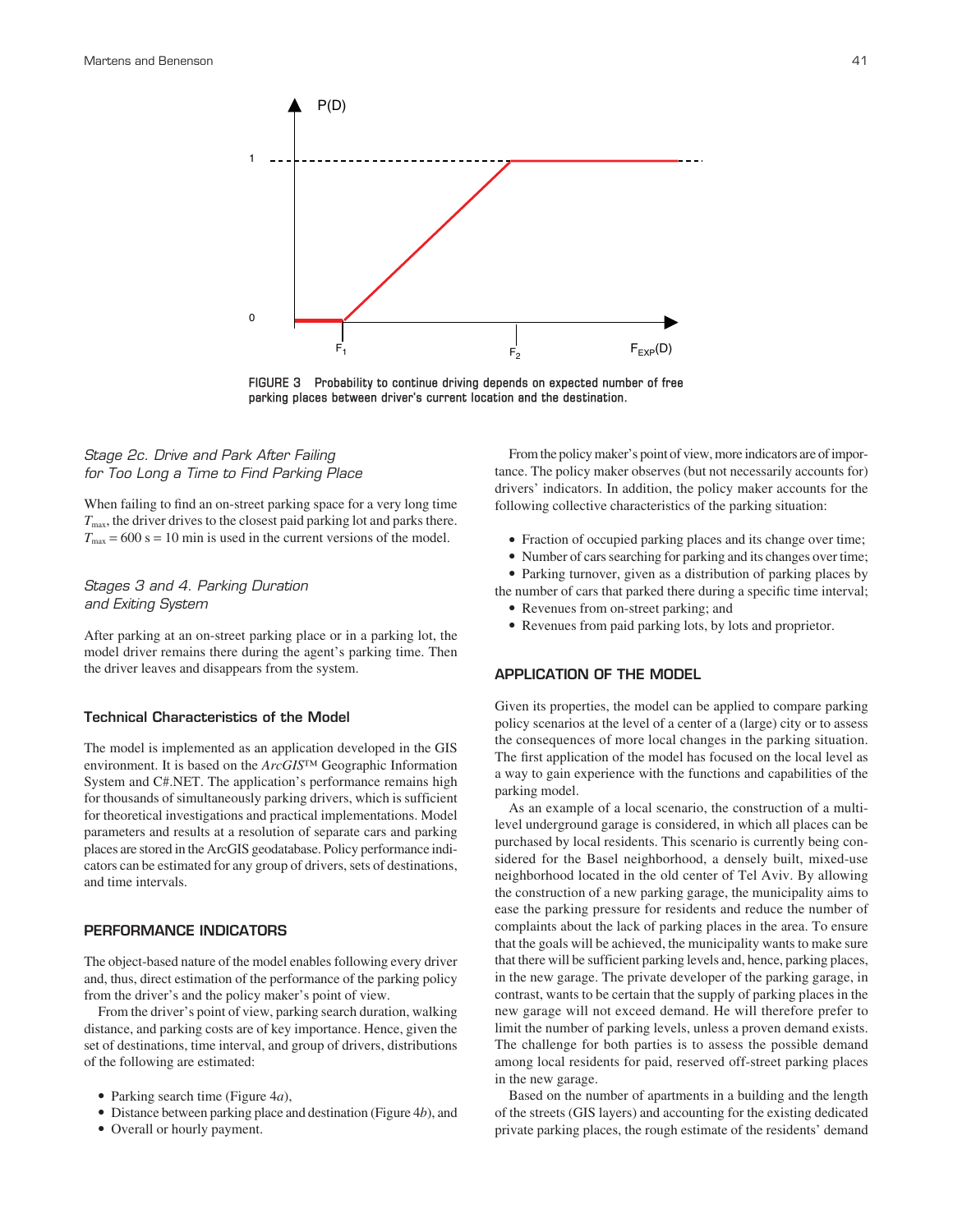FIGURE 3 Probability to continue driving depends on expected number of free parking places between driver's current location and the destination.

### Stage 2c. Drive and Park After Failing for Too Long a Time to Find Parking Place

When failing to find an on-street parking space for a very long time $T_{max}$, the driver drives to the closest paid parking lot and parks there. $T_{max} = 600$ s = 10 min is used in the current versions of the model.

### Stages 3 and 4. Parking Duration and Exiting System

After parking at an on-street parking place or in a parking lot, the model driver remains there during the agent's parking time. Then the driver leaves and disappears from the system.

## Technical Characteristics of the Model

The model is implemented as an application developed in the GIS environment. It is based on the *ArcGIS*™ Geographic Information System and C#.NET. The application's performance remains high for thousands of simultaneously parking drivers, which is sufficient for theoretical investigations and practical implementations. Model parameters and results at a resolution of separate cars and parking places are stored in the ArcGIS geodatabase. Policy performance indicators can be estimated for any group of drivers, sets of destinations, and time intervals.

## PERFORMANCE INDICATORS

The object-based nature of the model enables following every driver and, thus, direct estimation of the performance of the parking policy from the driver's and the policy maker's point of view.

From the driver's point of view, parking search duration, walking distance, and parking costs are of key importance. Hence, given the set of destinations, time interval, and group of drivers, distributions of the following are estimated:

- Parking search time (Figure 4*a*),
- Distance between parking place and destination (Figure 4*b*), and
- Overall or hourly payment.

From the policy maker's point of view, more indicators are of importance. The policy maker observes (but not necessarily accounts for) drivers' indicators. In addition, the policy maker accounts for the following collective characteristics of the parking situation:

- Fraction of occupied parking places and its change over time;
- Number of cars searching for parking and its changes over time;
- Parking turnover, given as a distribution of parking places by the number of cars that parked there during a specific time interval;
- Revenues from on-street parking; and
- Revenues from paid parking lots, by lots and proprietor.

## APPLICATION OF THE MODEL

Given its properties, the model can be applied to compare parking policy scenarios at the level of a center of a (large) city or to assess the consequences of more local changes in the parking situation. The first application of the model has focused on the local level as a way to gain experience with the functions and capabilities of the parking model.

As an example of a local scenario, the construction of a multilevel underground garage is considered, in which all places can be purchased by local residents. This scenario is currently being considered for the Basel neighborhood, a densely built, mixed-use neighborhood located in the old center of Tel Aviv. By allowing the construction of a new parking garage, the municipality aims to ease the parking pressure for residents and reduce the number of complaints about the lack of parking places in the area. To ensure that the goals will be achieved, the municipality wants to make sure that there will be sufficient parking levels and, hence, parking places, in the new garage. The private developer of the parking garage, in contrast, wants to be certain that the supply of parking places in the new garage will not exceed demand. He will therefore prefer to limit the number of parking levels, unless a proven demand exists. The challenge for both parties is to assess the possible demand among local residents for paid, reserved off-street parking places in the new garage.

Based on the number of apartments in a building and the length of the streets (GIS layers) and accounting for the existing dedicated private parking places, the rough estimate of the residents' demand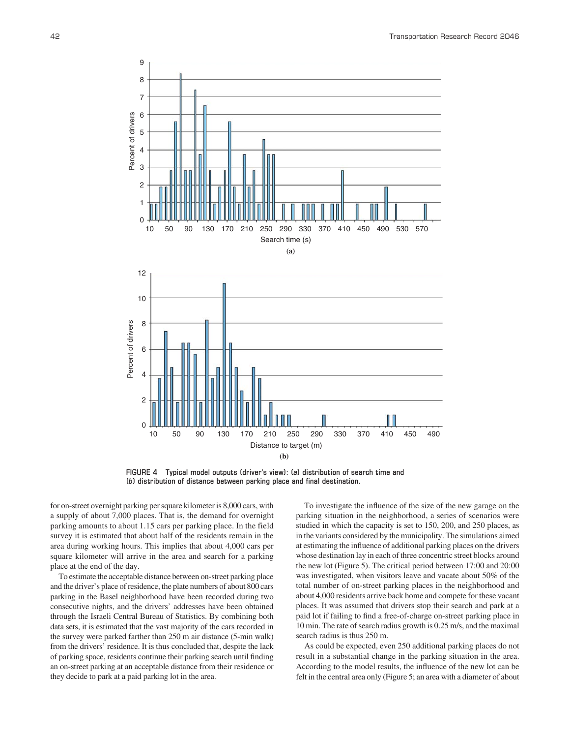FIGURE 4 Typical model outputs (driver's view): (*a*) distribution of search time and (*b*) distribution of distance between parking place and final destination.

for on-street overnight parking per square kilometer is 8,000 cars, with a supply of about 7,000 places. That is, the demand for overnight parking amounts to about 1.15 cars per parking place. In the field survey it is estimated that about half of the residents remain in the area during working hours. This implies that about 4,000 cars per square kilometer will arrive in the area and search for a parking place at the end of the day.

To estimate the acceptable distance between on-street parking place and the driver's place of residence, the plate numbers of about 800 cars parking in the Basel neighborhood have been recorded during two consecutive nights, and the drivers' addresses have been obtained through the Israeli Central Bureau of Statistics. By combining both data sets, it is estimated that the vast majority of the cars recorded in the survey were parked farther than 250 m air distance (5-min walk) from the drivers' residence. It is thus concluded that, despite the lack of parking space, residents continue their parking search until finding an on-street parking at an acceptable distance from their residence or they decide to park at a paid parking lot in the area.

To investigate the influence of the size of the new garage on the parking situation in the neighborhood, a series of scenarios were studied in which the capacity is set to 150, 200, and 250 places, as in the variants considered by the municipality. The simulations aimed at estimating the influence of additional parking places on the drivers whose destination lay in each of three concentric street blocks around the new lot (Figure 5). The critical period between 17:00 and 20:00 was investigated, when visitors leave and vacate about 50% of the total number of on-street parking places in the neighborhood and about 4,000 residents arrive back home and compete for these vacant places. It was assumed that drivers stop their search and park at a paid lot if failing to find a free-of-charge on-street parking place in 10 min. The rate of search radius growth is 0.25 m/s, and the maximal search radius is thus 250 m.

As could be expected, even 250 additional parking places do not result in a substantial change in the parking situation in the area. According to the model results, the influence of the new lot can be felt in the central area only (Figure 5; an area with a diameter of about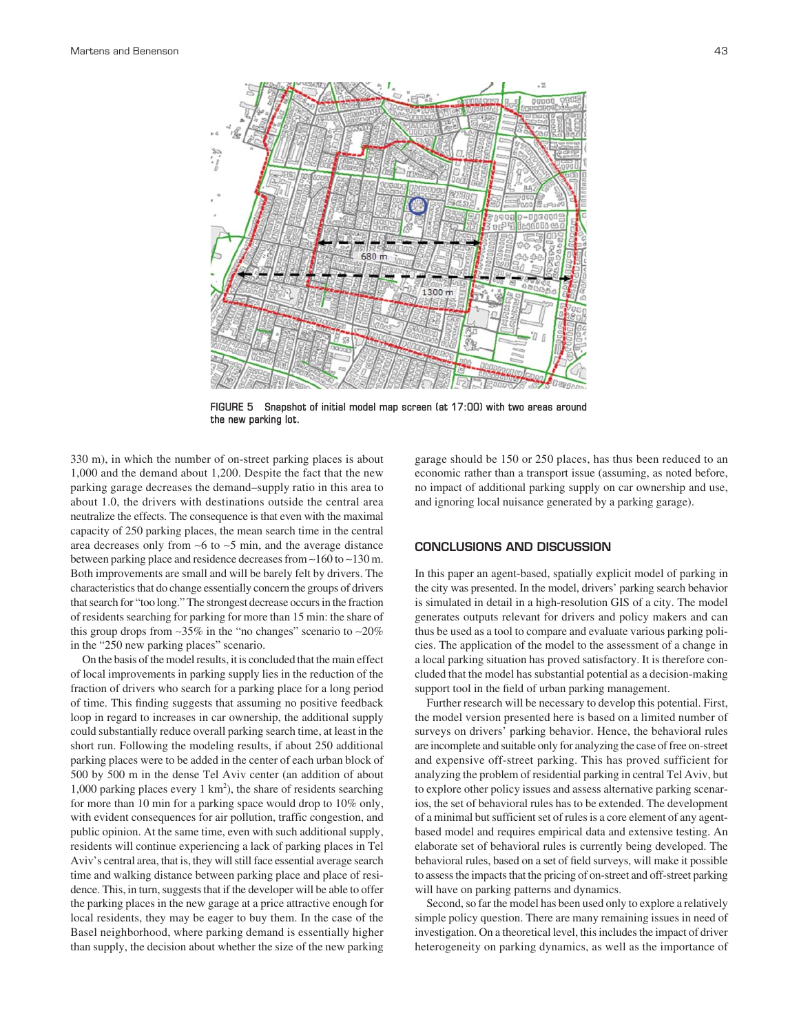FIGURE 5 Snapshot of initial model map screen (at 17:00) with two areas around the new parking lot.

330 m), in which the number of on-street parking places is about 1,000 and the demand about 1,200. Despite the fact that the new parking garage decreases the demand–supply ratio in this area to about 1.0, the drivers with destinations outside the central area neutralize the effects. The consequence is that even with the maximal capacity of 250 parking places, the mean search time in the central area decreases only from ~6 to ~5 min, and the average distance between parking place and residence decreases from ~160 to ~130 m. Both improvements are small and will be barely felt by drivers. The characteristics that do change essentially concern the groups of drivers that search for "too long." The strongest decrease occurs in the fraction of residents searching for parking for more than 15 min: the share of this group drops from ~35% in the "no changes" scenario to ~20% in the "250 new parking places" scenario.

On the basis of the model results, it is concluded that the main effect of local improvements in parking supply lies in the reduction of the fraction of drivers who search for a parking place for a long period of time. This finding suggests that assuming no positive feedback loop in regard to increases in car ownership, the additional supply could substantially reduce overall parking search time, at least in the short run. Following the modeling results, if about 250 additional parking places were to be added in the center of each urban block of 500 by 500 m in the dense Tel Aviv center (an addition of about 1,000 parking places every 1 km$^2$), the share of residents searching for more than 10 min for a parking space would drop to 10% only, with evident consequences for air pollution, traffic congestion, and public opinion. At the same time, even with such additional supply, residents will continue experiencing a lack of parking places in Tel Aviv's central area, that is, they will still face essential average search time and walking distance between parking place and place of residence. This, in turn, suggests that if the developer will be able to offer the parking places in the new garage at a price attractive enough for local residents, they may be eager to buy them. In the case of the Basel neighborhood, where parking demand is essentially higher than supply, the decision about whether the size of the new parking garage should be 150 or 250 places, has thus been reduced to an economic rather than a transport issue (assuming, as noted before, no impact of additional parking supply on car ownership and use, and ignoring local nuisance generated by a parking garage).

## CONCLUSIONS AND DISCUSSION

In this paper an agent-based, spatially explicit model of parking in the city was presented. In the model, drivers' parking search behavior is simulated in detail in a high-resolution GIS of a city. The model generates outputs relevant for drivers and policy makers and can thus be used as a tool to compare and evaluate various parking policies. The application of the model to the assessment of a change in a local parking situation has proved satisfactory. It is therefore concluded that the model has substantial potential as a decision-making support tool in the field of urban parking management.

Further research will be necessary to develop this potential. First, the model version presented here is based on a limited number of surveys on drivers' parking behavior. Hence, the behavioral rules are incomplete and suitable only for analyzing the case of free on-street and expensive off-street parking. This has proved sufficient for analyzing the problem of residential parking in central Tel Aviv, but to explore other policy issues and assess alternative parking scenarios, the set of behavioral rules has to be extended. The development of a minimal but sufficient set of rules is a core element of any agent-based model and requires empirical data and extensive testing. An elaborate set of behavioral rules is currently being developed. The behavioral rules, based on a set of field surveys, will make it possible to assess the impacts that the pricing of on-street and off-street parking will have on parking patterns and dynamics.

Second, so far the model has been used only to explore a relatively simple policy question. There are many remaining issues in need of investigation. On a theoretical level, this includes the impact of driver heterogeneity on parking dynamics, as well as the importance of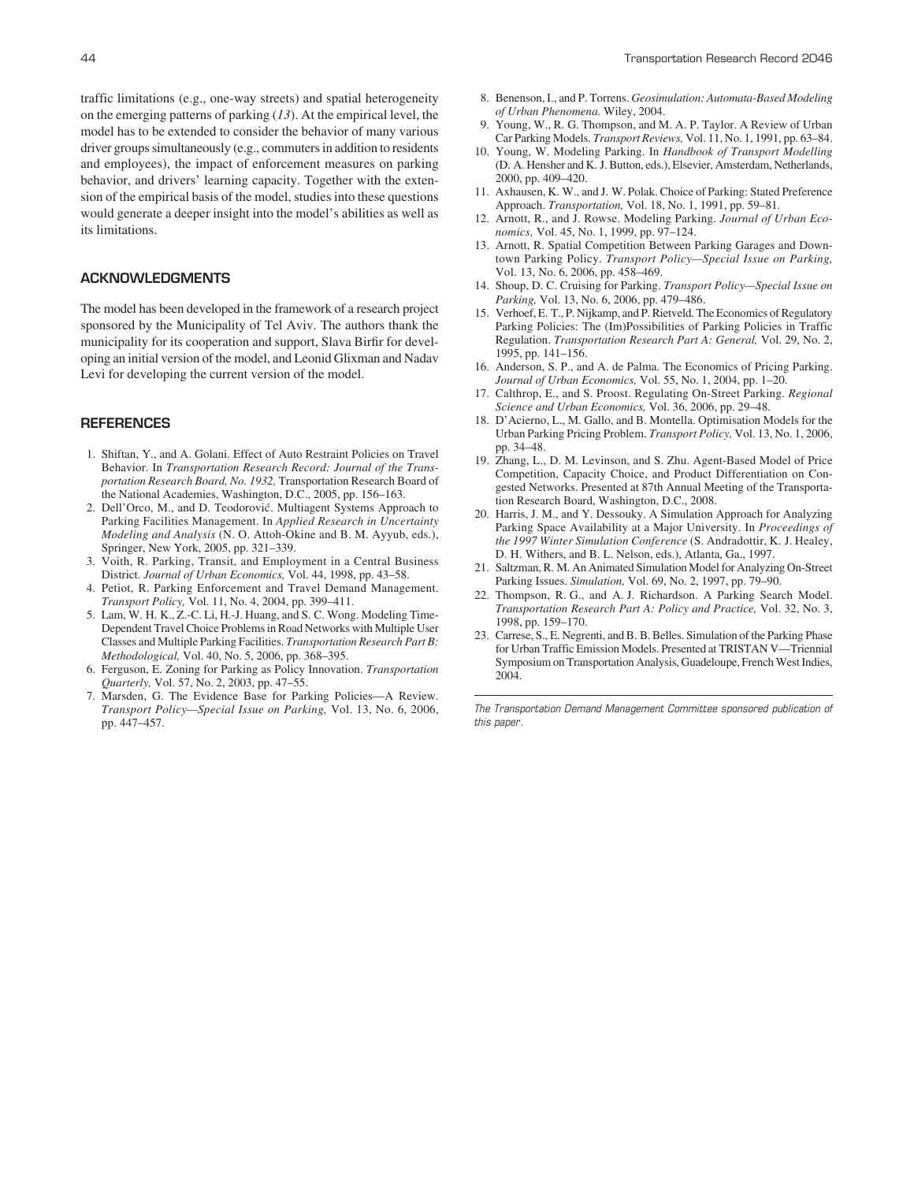traffic limitations (e.g., one-way streets) and spatial heterogeneity on the emerging patterns of parking (*13*). At the empirical level, the model has to be extended to consider the behavior of many various driver groups simultaneously (e.g., commuters in addition to residents and employees), the impact of enforcement measures on parking behavior, and drivers' learning capacity. Together with the extension of the empirical basis of the model, studies into these questions would generate a deeper insight into the model's abilities as well as its limitations.

## ACKNOWLEDGMENTS

The model has been developed in the framework of a research project sponsored by the Municipality of Tel Aviv. The authors thank the municipality for its cooperation and support, Slava Birfir for developing an initial version of the model, and Leonid Glixman and Nadav Levi for developing the current version of the model.

## REFERENCES

1. Shiftan, Y., and A. Golani. Effect of Auto Restraint Policies on Travel Behavior. In *Transportation Research Record: Journal of the Transportation Research Board, No. 1932,* Transportation Research Board of the National Academies, Washington, D.C., 2005, pp. 156–163.
2. Dell'Orco, M., and D. Teodorović. Multiagent Systems Approach to Parking Facilities Management. In *Applied Research in Uncertainty Modeling and Analysis* (N. O. Attoh-Okine and B. M. Ayyub, eds.), Springer, New York, 2005, pp. 321–339.
3. Voith, R. Parking, Transit, and Employment in a Central Business District. *Journal of Urban Economics,* Vol. 44, 1998, pp. 43–58.
4. Petiot, R. Parking Enforcement and Travel Demand Management. *Transport Policy,* Vol. 11, No. 4, 2004, pp. 399–411.
5. Lam, W. H. K., Z.-C. Li, H.-J. Huang, and S. C. Wong. Modeling Time-Dependent Travel Choice Problems in Road Networks with Multiple User Classes and Multiple Parking Facilities. *Transportation Research Part B: Methodological,* Vol. 40, No. 5, 2006, pp. 368–395.
6. Ferguson, E. Zoning for Parking as Policy Innovation. *Transportation Quarterly,* Vol. 57, No. 2, 2003, pp. 47–55.
7. Marsden, G. The Evidence Base for Parking Policies—A Review. *Transport Policy—Special Issue on Parking,* Vol. 13, No. 6, 2006, pp. 447–457.
8. Benenson, I., and P. Torrens. *Geosimulation: Automata-Based Modeling of Urban Phenomena.* Wiley, 2004.
9. Young, W., R. G. Thompson, and M. A. P. Taylor. A Review of Urban Car Parking Models. *Transport Reviews,* Vol. 11, No. 1, 1991, pp. 63–84.
10. Young, W. Modeling Parking. In *Handbook of Transport Modelling* (D. A. Hensher and K. J. Button, eds.), Elsevier, Amsterdam, Netherlands, 2000, pp. 409–420.
11. Axhausen, K. W., and J. W. Polak. Choice of Parking: Stated Preference Approach. *Transportation,* Vol. 18, No. 1, 1991, pp. 59–81.
12. Arnott, R., and J. Rowse. Modeling Parking. *Journal of Urban Economics,* Vol. 45, No. 1, 1999, pp. 97–124.
13. Arnott, R. Spatial Competition Between Parking Garages and Downtown Parking Policy. *Transport Policy—Special Issue on Parking,* Vol. 13, No. 6, 2006, pp. 458–469.
14. Shoup, D. C. Cruising for Parking. *Transport Policy—Special Issue on Parking,* Vol. 13, No. 6, 2006, pp. 479–486.
15. Verhoef, E. T., P. Nijkamp, and P. Rietveld. The Economics of Regulatory Parking Policies: The (Im)Possibilities of Parking Policies in Traffic Regulation. *Transportation Research Part A: General,* Vol. 29, No. 2, 1995, pp. 141–156.
16. Anderson, S. P., and A. de Palma. The Economics of Pricing Parking. *Journal of Urban Economics,* Vol. 55, No. 1, 2004, pp. 1–20.
17. Calthrop, E., and S. Proost. Regulating On-Street Parking. *Regional Science and Urban Economics,* Vol. 36, 2006, pp. 29–48.
18. D'Acierno, L., M. Gallo, and B. Montella. Optimisation Models for the Urban Parking Pricing Problem. *Transport Policy,* Vol. 13, No. 1, 2006, pp. 34–48.
19. Zhang, L., D. M. Levinson, and S. Zhu. Agent-Based Model of Price Competition, Capacity Choice, and Product Differentiation on Congested Networks. Presented at 87th Annual Meeting of the Transportation Research Board, Washington, D.C., 2008.
20. Harris, J. M., and Y. Dessouky. A Simulation Approach for Analyzing Parking Space Availability at a Major University. In *Proceedings of the 1997 Winter Simulation Conference* (S. Andradottir, K. J. Healey, D. H. Withers, and B. L. Nelson, eds.), Atlanta, Ga., 1997.
21. Saltzman, R. M. An Animated Simulation Model for Analyzing On-Street Parking Issues. *Simulation,* Vol. 69, No. 2, 1997, pp. 79–90.
22. Thompson, R. G., and A. J. Richardson. A Parking Search Model. *Transportation Research Part A: Policy and Practice,* Vol. 32, No. 3, 1998, pp. 159–170.
23. Carrese, S., E. Negrenti, and B. B. Belles. Simulation of the Parking Phase for Urban Traffic Emission Models. Presented at TRISTAN V—Triennial Symposium on Transportation Analysis, Guadeloupe, French West Indies, 2004.

*The Transportation Demand Management Committee sponsored publication of this paper.*